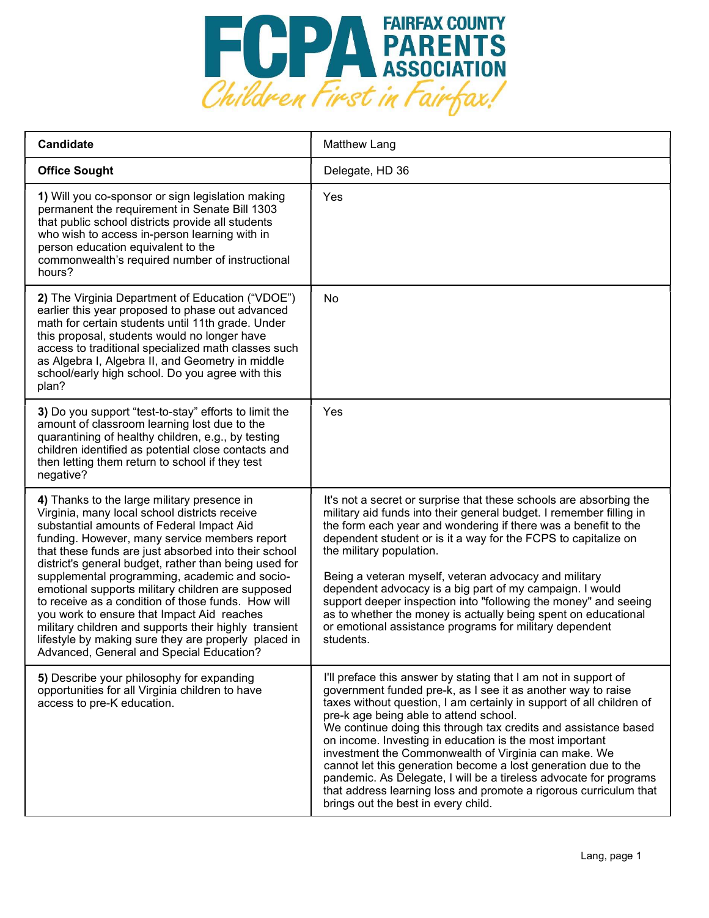# FCPA FAIRFAX COUNTY PARENTS ASSOCIATION

*Children First in Fairfax!*

| Candidate | Matthew Lang |
|---|---|
| **Office Sought** | Delegate, HD 36 |
| **1)** Will you co-sponsor or sign legislation making permanent the requirement in Senate Bill 1303 that public school districts provide all students who wish to access in-person learning with in person education equivalent to the commonwealth's required number of instructional hours? | Yes |
| **2)** The Virginia Department of Education ("VDOE") earlier this year proposed to phase out advanced math for certain students until 11th grade. Under this proposal, students would no longer have access to traditional specialized math classes such as Algebra I, Algebra II, and Geometry in middle school/early high school. Do you agree with this plan? | No |
| **3)** Do you support "test-to-stay" efforts to limit the amount of classroom learning lost due to the quarantining of healthy children, e.g., by testing children identified as potential close contacts and then letting them return to school if they test negative? | Yes |
| **4)** Thanks to the large military presence in Virginia, many local school districts receive substantial amounts of Federal Impact Aid funding. However, many service members report that these funds are just absorbed into their school district's general budget, rather than being used for supplemental programming, academic and socio-emotional supports military children are supposed to receive as a condition of those funds. How will you work to ensure that Impact Aid reaches military children and supports their highly transient lifestyle by making sure they are properly placed in Advanced, General and Special Education? | It's not a secret or surprise that these schools are absorbing the military aid funds into their general budget. I remember filling in the form each year and wondering if there was a benefit to the dependent student or is it a way for the FCPS to capitalize on the military population.<br><br>Being a veteran myself, veteran advocacy and military dependent advocacy is a big part of my campaign. I would support deeper inspection into "following the money" and seeing as to whether the money is actually being spent on educational or emotional assistance programs for military dependent students. |
| **5)** Describe your philosophy for expanding opportunities for all Virginia children to have access to pre-K education. | I'll preface this answer by stating that I am not in support of government funded pre-k, as I see it as another way to raise taxes without question, I am certainly in support of all children of pre-k age being able to attend school.<br>We continue doing this through tax credits and assistance based on income. Investing in education is the most important investment the Commonwealth of Virginia can make. We cannot let this generation become a lost generation due to the pandemic. As Delegate, I will be a tireless advocate for programs that address learning loss and promote a rigorous curriculum that brings out the best in every child. |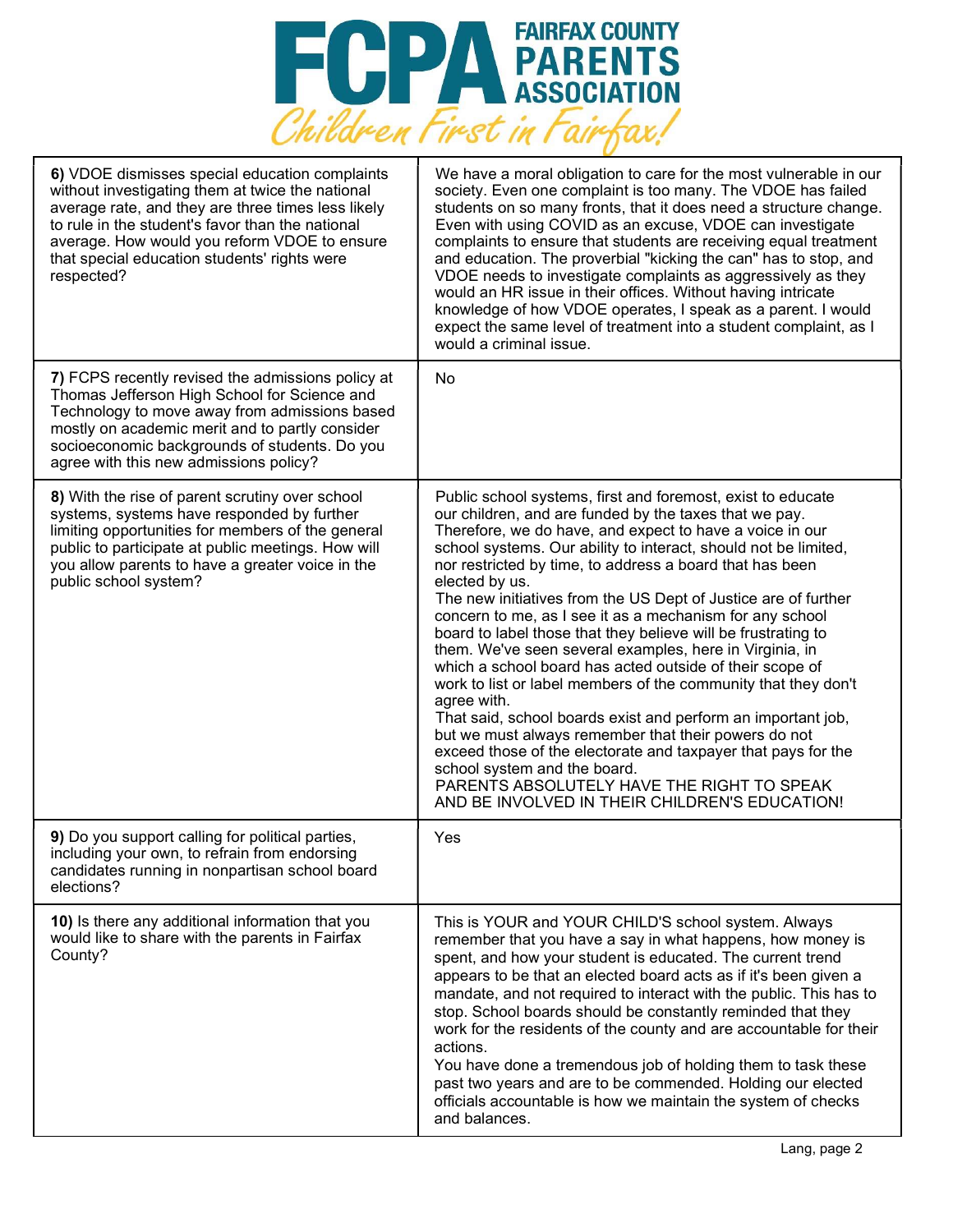| | |
|---|---|
| **6)** VDOE dismisses special education complaints without investigating them at twice the national average rate, and they are three times less likely to rule in the student's favor than the national average. How would you reform VDOE to ensure that special education students' rights were respected? | We have a moral obligation to care for the most vulnerable in our society. Even one complaint is too many. The VDOE has failed students on so many fronts, that it does need a structure change. Even with using COVID as an excuse, VDOE can investigate complaints to ensure that students are receiving equal treatment and education. The proverbial "kicking the can" has to stop, and VDOE needs to investigate complaints as aggressively as they would an HR issue in their offices. Without having intricate knowledge of how VDOE operates, I speak as a parent. I would expect the same level of treatment into a student complaint, as I would a criminal issue. |
| **7)** FCPS recently revised the admissions policy at Thomas Jefferson High School for Science and Technology to move away from admissions based mostly on academic merit and to partly consider socioeconomic backgrounds of students. Do you agree with this new admissions policy? | No |
| **8)** With the rise of parent scrutiny over school systems, systems have responded by further limiting opportunities for members of the general public to participate at public meetings. How will you allow parents to have a greater voice in the public school system? | Public school systems, first and foremost, exist to educate our children, and are funded by the taxes that we pay. Therefore, we do have, and expect to have a voice in our school systems. Our ability to interact, should not be limited, nor restricted by time, to address a board that has been elected by us.<br>The new initiatives from the US Dept of Justice are of further concern to me, as I see it as a mechanism for any school board to label those that they believe will be frustrating to them. We've seen several examples, here in Virginia, in which a school board has acted outside of their scope of work to list or label members of the community that they don't agree with.<br>That said, school boards exist and perform an important job, but we must always remember that their powers do not exceed those of the electorate and taxpayer that pays for the school system and the board.<br>PARENTS ABSOLUTELY HAVE THE RIGHT TO SPEAK AND BE INVOLVED IN THEIR CHILDREN'S EDUCATION! |
| **9)** Do you support calling for political parties, including your own, to refrain from endorsing candidates running in nonpartisan school board elections? | Yes |
| **10)** Is there any additional information that you would like to share with the parents in Fairfax County? | This is YOUR and YOUR CHILD'S school system. Always remember that you have a say in what happens, how money is spent, and how your student is educated. The current trend appears to be that an elected board acts as if it's been given a mandate, and not required to interact with the public. This has to stop. School boards should be constantly reminded that they work for the residents of the county and are accountable for their actions.<br>You have done a tremendous job of holding them to task these past two years and are to be commended. Holding our elected officials accountable is how we maintain the system of checks and balances. |